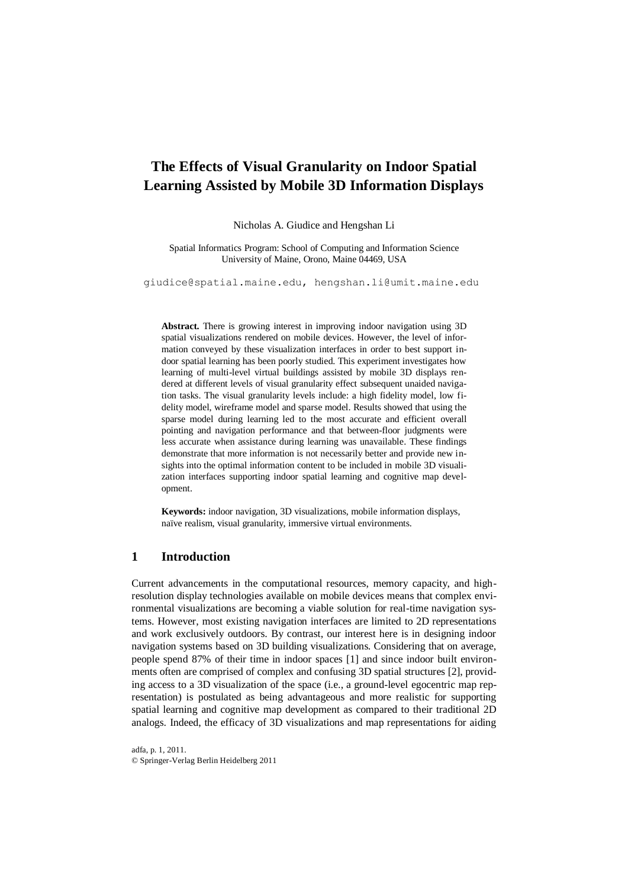# The Effects of Visual Granularity on Indoor Spatial Learning Assisted by Mobile 3D Information Displays

Nicholas A. Giudice and Hengshan Li

Spatial Informatics Program: School of Computing and Information Science
University of Maine, Orono, Maine 04469, USA

giudice@spatial.maine.edu, hengshan.li@umit.maine.edu

**Abstract.** There is growing interest in improving indoor navigation using 3D spatial visualizations rendered on mobile devices. However, the level of information conveyed by these visualization interfaces in order to best support indoor spatial learning has been poorly studied. This experiment investigates how learning of multi-level virtual buildings assisted by mobile 3D displays rendered at different levels of visual granularity effect subsequent unaided navigation tasks. The visual granularity levels include: a high fidelity model, low fidelity model, wireframe model and sparse model. Results showed that using the sparse model during learning led to the most accurate and efficient overall pointing and navigation performance and that between-floor judgments were less accurate when assistance during learning was unavailable. These findings demonstrate that more information is not necessarily better and provide new insights into the optimal information content to be included in mobile 3D visualization interfaces supporting indoor spatial learning and cognitive map development.

**Keywords:** indoor navigation, 3D visualizations, mobile information displays, naïve realism, visual granularity, immersive virtual environments.

## 1 Introduction

Current advancements in the computational resources, memory capacity, and high-resolution display technologies available on mobile devices means that complex environmental visualizations are becoming a viable solution for real-time navigation systems. However, most existing navigation interfaces are limited to 2D representations and work exclusively outdoors. By contrast, our interest here is in designing indoor navigation systems based on 3D building visualizations. Considering that on average, people spend 87% of their time in indoor spaces [1] and since indoor built environments often are comprised of complex and confusing 3D spatial structures [2], providing access to a 3D visualization of the space (i.e., a ground-level egocentric map representation) is postulated as being advantageous and more realistic for supporting spatial learning and cognitive map development as compared to their traditional 2D analogs. Indeed, the efficacy of 3D visualizations and map representations for aiding

adfa, p. 1, 2011.
© Springer-Verlag Berlin Heidelberg 2011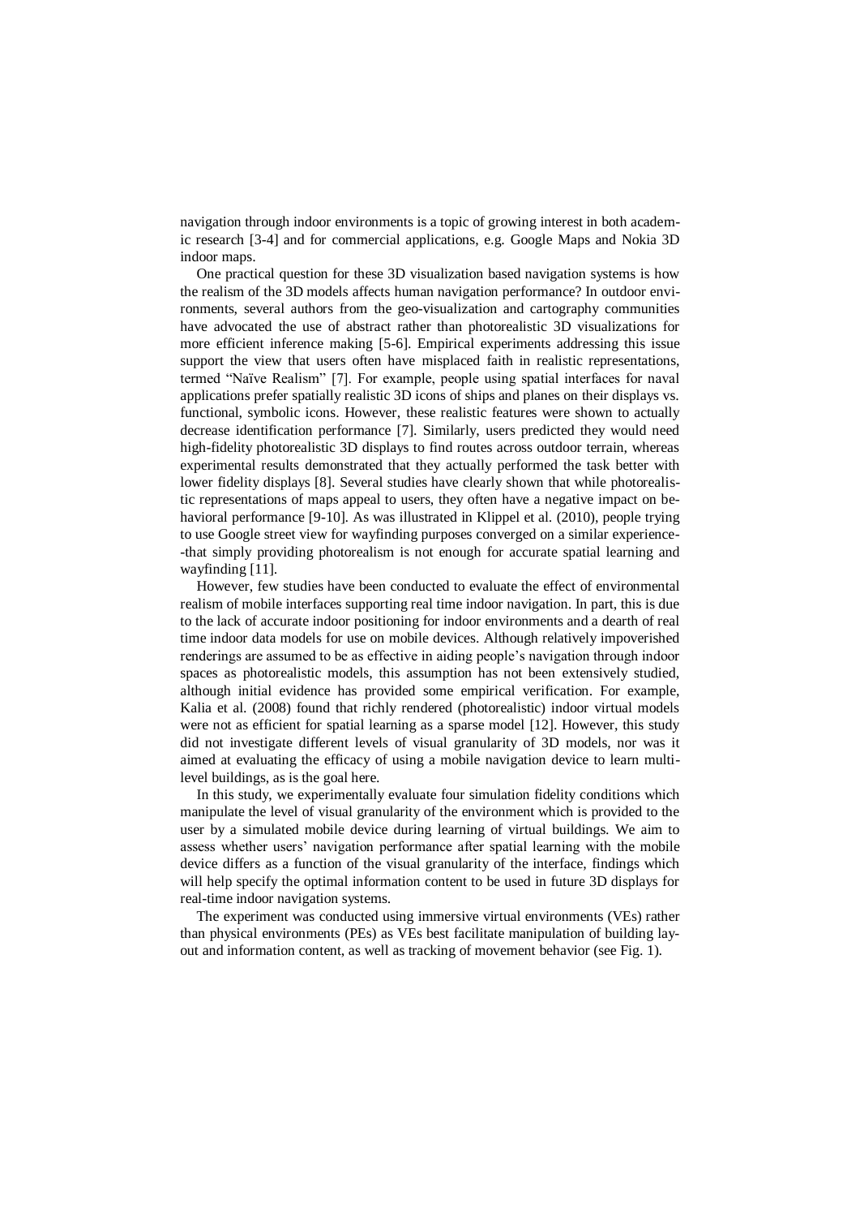navigation through indoor environments is a topic of growing interest in both academic research [3-4] and for commercial applications, e.g. Google Maps and Nokia 3D indoor maps.

One practical question for these 3D visualization based navigation systems is how the realism of the 3D models affects human navigation performance? In outdoor environments, several authors from the geo-visualization and cartography communities have advocated the use of abstract rather than photorealistic 3D visualizations for more efficient inference making [5-6]. Empirical experiments addressing this issue support the view that users often have misplaced faith in realistic representations, termed "Naïve Realism" [7]. For example, people using spatial interfaces for naval applications prefer spatially realistic 3D icons of ships and planes on their displays vs. functional, symbolic icons. However, these realistic features were shown to actually decrease identification performance [7]. Similarly, users predicted they would need high-fidelity photorealistic 3D displays to find routes across outdoor terrain, whereas experimental results demonstrated that they actually performed the task better with lower fidelity displays [8]. Several studies have clearly shown that while photorealistic representations of maps appeal to users, they often have a negative impact on behavioral performance [9-10]. As was illustrated in Klippel et al. (2010), people trying to use Google street view for wayfinding purposes converged on a similar experience--that simply providing photorealism is not enough for accurate spatial learning and wayfinding [11].

However, few studies have been conducted to evaluate the effect of environmental realism of mobile interfaces supporting real time indoor navigation. In part, this is due to the lack of accurate indoor positioning for indoor environments and a dearth of real time indoor data models for use on mobile devices. Although relatively impoverished renderings are assumed to be as effective in aiding people's navigation through indoor spaces as photorealistic models, this assumption has not been extensively studied, although initial evidence has provided some empirical verification. For example, Kalia et al. (2008) found that richly rendered (photorealistic) indoor virtual models were not as efficient for spatial learning as a sparse model [12]. However, this study did not investigate different levels of visual granularity of 3D models, nor was it aimed at evaluating the efficacy of using a mobile navigation device to learn multi-level buildings, as is the goal here.

In this study, we experimentally evaluate four simulation fidelity conditions which manipulate the level of visual granularity of the environment which is provided to the user by a simulated mobile device during learning of virtual buildings. We aim to assess whether users' navigation performance after spatial learning with the mobile device differs as a function of the visual granularity of the interface, findings which will help specify the optimal information content to be used in future 3D displays for real-time indoor navigation systems.

The experiment was conducted using immersive virtual environments (VEs) rather than physical environments (PEs) as VEs best facilitate manipulation of building layout and information content, as well as tracking of movement behavior (see Fig. 1).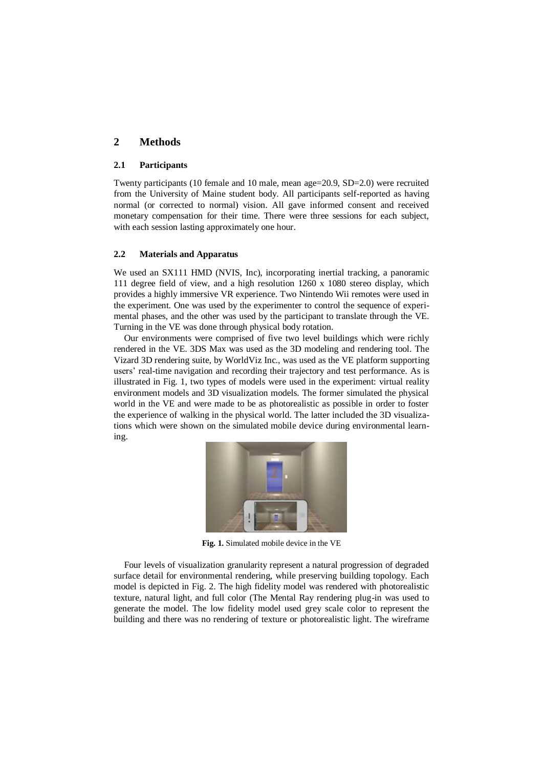## 2 Methods

### 2.1 Participants

Twenty participants (10 female and 10 male, mean age=20.9, SD=2.0) were recruited from the University of Maine student body. All participants self-reported as having normal (or corrected to normal) vision. All gave informed consent and received monetary compensation for their time. There were three sessions for each subject, with each session lasting approximately one hour.

### 2.2 Materials and Apparatus

We used an SX111 HMD (NVIS, Inc), incorporating inertial tracking, a panoramic 111 degree field of view, and a high resolution 1260 x 1080 stereo display, which provides a highly immersive VR experience. Two Nintendo Wii remotes were used in the experiment. One was used by the experimenter to control the sequence of experimental phases, and the other was used by the participant to translate through the VE. Turning in the VE was done through physical body rotation.

Our environments were comprised of five two level buildings which were richly rendered in the VE. 3DS Max was used as the 3D modeling and rendering tool. The Vizard 3D rendering suite, by WorldViz Inc., was used as the VE platform supporting users' real-time navigation and recording their trajectory and test performance. As is illustrated in Fig. 1, two types of models were used in the experiment: virtual reality environment models and 3D visualization models. The former simulated the physical world in the VE and were made to be as photorealistic as possible in order to foster the experience of walking in the physical world. The latter included the 3D visualizations which were shown on the simulated mobile device during environmental learning.

**Fig. 1.** Simulated mobile device in the VE

Four levels of visualization granularity represent a natural progression of degraded surface detail for environmental rendering, while preserving building topology. Each model is depicted in Fig. 2. The high fidelity model was rendered with photorealistic texture, natural light, and full color (The Mental Ray rendering plug-in was used to generate the model. The low fidelity model used grey scale color to represent the building and there was no rendering of texture or photorealistic light. The wireframe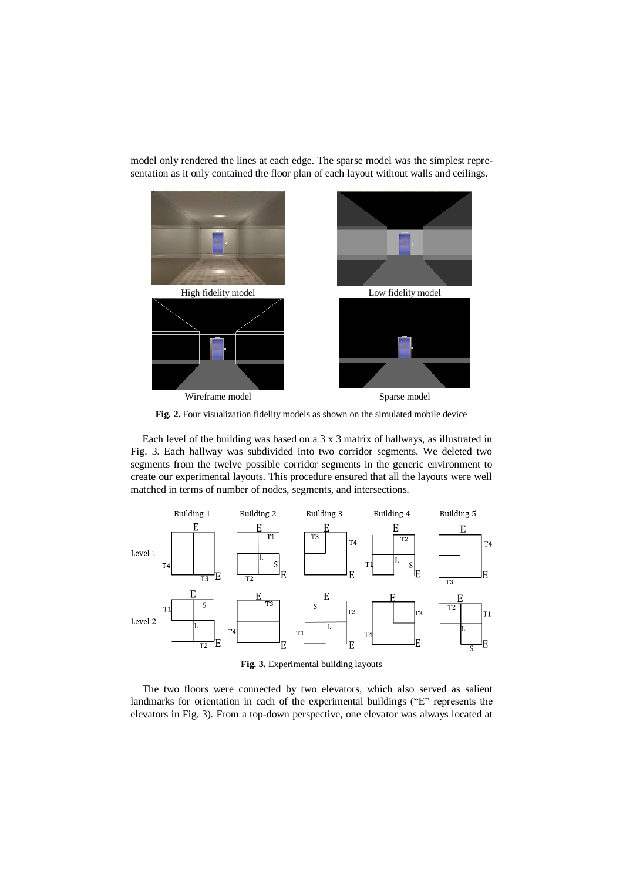model only rendered the lines at each edge. The sparse model was the simplest representation as it only contained the floor plan of each layout without walls and ceilings.

**Fig. 2.** Four visualization fidelity models as shown on the simulated mobile device

Each level of the building was based on a 3 x 3 matrix of hallways, as illustrated in Fig. 3. Each hallway was subdivided into two corridor segments. We deleted two segments from the twelve possible corridor segments in the generic environment to create our experimental layouts. This procedure ensured that all the layouts were well matched in terms of number of nodes, segments, and intersections.

**Fig. 3.** Experimental building layouts

The two floors were connected by two elevators, which also served as salient landmarks for orientation in each of the experimental buildings ("E" represents the elevators in Fig. 3). From a top-down perspective, one elevator was always located at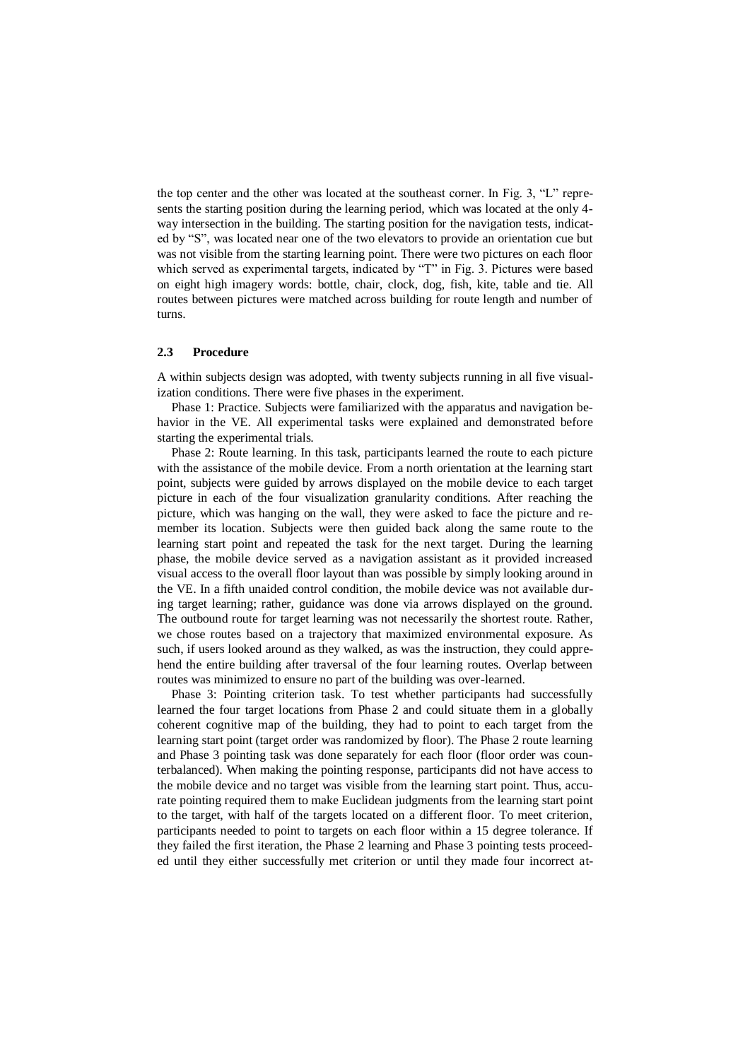the top center and the other was located at the southeast corner. In Fig. 3, "L" represents the starting position during the learning period, which was located at the only 4-way intersection in the building. The starting position for the navigation tests, indicated by "S", was located near one of the two elevators to provide an orientation cue but was not visible from the starting learning point. There were two pictures on each floor which served as experimental targets, indicated by "T" in Fig. 3. Pictures were based on eight high imagery words: bottle, chair, clock, dog, fish, kite, table and tie. All routes between pictures were matched across building for route length and number of turns.

### 2.3 Procedure

A within subjects design was adopted, with twenty subjects running in all five visualization conditions. There were five phases in the experiment.

Phase 1: Practice. Subjects were familiarized with the apparatus and navigation behavior in the VE. All experimental tasks were explained and demonstrated before starting the experimental trials.

Phase 2: Route learning. In this task, participants learned the route to each picture with the assistance of the mobile device. From a north orientation at the learning start point, subjects were guided by arrows displayed on the mobile device to each target picture in each of the four visualization granularity conditions. After reaching the picture, which was hanging on the wall, they were asked to face the picture and remember its location. Subjects were then guided back along the same route to the learning start point and repeated the task for the next target. During the learning phase, the mobile device served as a navigation assistant as it provided increased visual access to the overall floor layout than was possible by simply looking around in the VE. In a fifth unaided control condition, the mobile device was not available during target learning; rather, guidance was done via arrows displayed on the ground. The outbound route for target learning was not necessarily the shortest route. Rather, we chose routes based on a trajectory that maximized environmental exposure. As such, if users looked around as they walked, as was the instruction, they could apprehend the entire building after traversal of the four learning routes. Overlap between routes was minimized to ensure no part of the building was over-learned.

Phase 3: Pointing criterion task. To test whether participants had successfully learned the four target locations from Phase 2 and could situate them in a globally coherent cognitive map of the building, they had to point to each target from the learning start point (target order was randomized by floor). The Phase 2 route learning and Phase 3 pointing task was done separately for each floor (floor order was counterbalanced). When making the pointing response, participants did not have access to the mobile device and no target was visible from the learning start point. Thus, accurate pointing required them to make Euclidean judgments from the learning start point to the target, with half of the targets located on a different floor. To meet criterion, participants needed to point to targets on each floor within a 15 degree tolerance. If they failed the first iteration, the Phase 2 learning and Phase 3 pointing tests proceeded until they either successfully met criterion or until they made four incorrect at-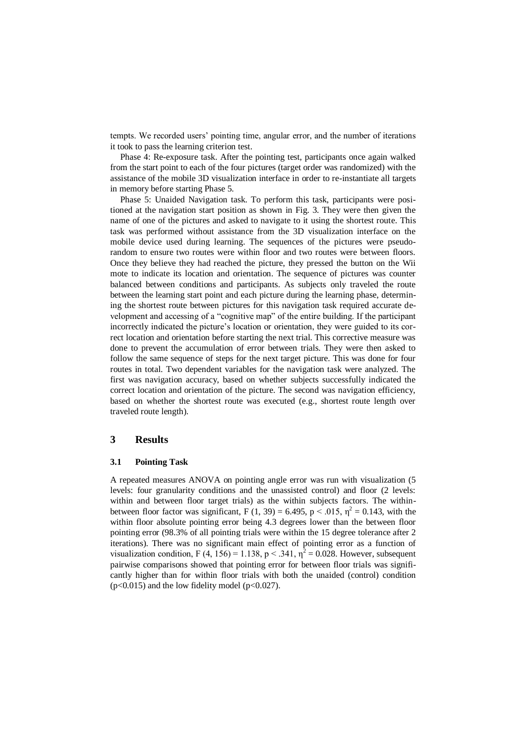tempts. We recorded users' pointing time, angular error, and the number of iterations it took to pass the learning criterion test.

Phase 4: Re-exposure task. After the pointing test, participants once again walked from the start point to each of the four pictures (target order was randomized) with the assistance of the mobile 3D visualization interface in order to re-instantiate all targets in memory before starting Phase 5.

Phase 5: Unaided Navigation task. To perform this task, participants were positioned at the navigation start position as shown in Fig. 3. They were then given the name of one of the pictures and asked to navigate to it using the shortest route. This task was performed without assistance from the 3D visualization interface on the mobile device used during learning. The sequences of the pictures were pseudo-random to ensure two routes were within floor and two routes were between floors. Once they believe they had reached the picture, they pressed the button on the Wii mote to indicate its location and orientation. The sequence of pictures was counter balanced between conditions and participants. As subjects only traveled the route between the learning start point and each picture during the learning phase, determining the shortest route between pictures for this navigation task required accurate development and accessing of a "cognitive map" of the entire building. If the participant incorrectly indicated the picture's location or orientation, they were guided to its correct location and orientation before starting the next trial. This corrective measure was done to prevent the accumulation of error between trials. They were then asked to follow the same sequence of steps for the next target picture. This was done for four routes in total. Two dependent variables for the navigation task were analyzed. The first was navigation accuracy, based on whether subjects successfully indicated the correct location and orientation of the picture. The second was navigation efficiency, based on whether the shortest route was executed (e.g., shortest route length over traveled route length).

## 3 Results

### 3.1 Pointing Task

A repeated measures ANOVA on pointing angle error was run with visualization (5 levels: four granularity conditions and the unassisted control) and floor (2 levels: within and between floor target trials) as the within subjects factors. The within-between floor factor was significant, $F(1, 39) = 6.495$, $p < .015$, $\eta^2 = 0.143$, with the within floor absolute pointing error being 4.3 degrees lower than the between floor pointing error (98.3% of all pointing trials were within the 15 degree tolerance after 2 iterations). There was no significant main effect of pointing error as a function of visualization condition, $F(4, 156) = 1.138$, $p < .341$, $\eta^2 = 0.028$. However, subsequent pairwise comparisons showed that pointing error for between floor trials was significantly higher than for within floor trials with both the unaided (control) condition ($p<0.015$) and the low fidelity model ($p<0.027$).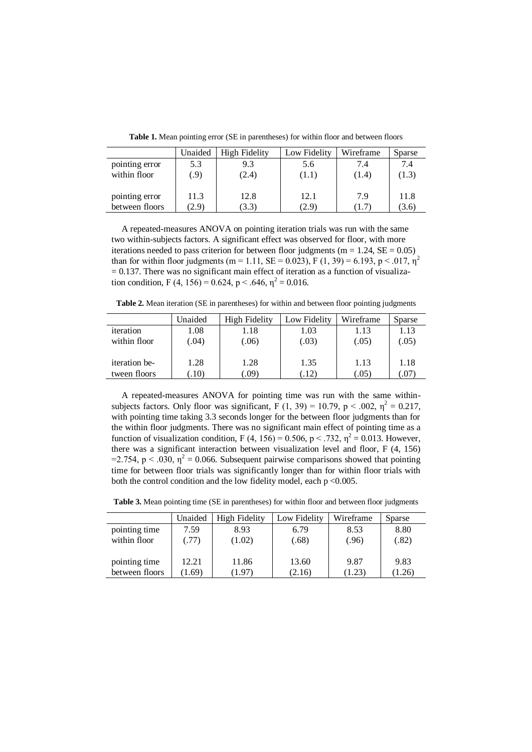**Table 1.** Mean pointing error (SE in parentheses) for within floor and between floors

| | Unaided | High Fidelity | Low Fidelity | Wireframe | Sparse |
|---|---|---|---|---|---|
| pointing error within floor | 5.3 (.9) | 9.3 (2.4) | 5.6 (1.1) | 7.4 (1.4) | 7.4 (1.3) |
| pointing error between floors | 11.3 (2.9) | 12.8 (3.3) | 12.1 (2.9) | 7.9 (1.7) | 11.8 (3.6) |

A repeated-measures ANOVA on pointing iteration trials was run with the same two within-subjects factors. A significant effect was observed for floor, with more iterations needed to pass criterion for between floor judgments (m = 1.24, SE = 0.05) than for within floor judgments (m = 1.11, SE = 0.023), $F(1, 39) = 6.193$, $p < .017$, $\eta^2 = 0.137$. There was no significant main effect of iteration as a function of visualization condition, $F(4, 156) = 0.624$, $p < .646$, $\eta^2 = 0.016$.

**Table 2.** Mean iteration (SE in parentheses) for within and between floor pointing judgments

| | Unaided | High Fidelity | Low Fidelity | Wireframe | Sparse |
|---|---|---|---|---|---|
| iteration within floor | 1.08 (.04) | 1.18 (.06) | 1.03 (.03) | 1.13 (.05) | 1.13 (.05) |
| iteration between floors | 1.28 (.10) | 1.28 (.09) | 1.35 (.12) | 1.13 (.05) | 1.18 (.07) |

A repeated-measures ANOVA for pointing time was run with the same within-subjects factors. Only floor was significant, $F(1, 39) = 10.79$, $p < .002$, $\eta^2 = 0.217$, with pointing time taking 3.3 seconds longer for the between floor judgments than for the within floor judgments. There was no significant main effect of pointing time as a function of visualization condition, $F(4, 156) = 0.506$, $p < .732$, $\eta^2 = 0.013$. However, there was a significant interaction between visualization level and floor, $F(4, 156) = 2.754$, $p < .030$, $\eta^2 = 0.066$. Subsequent pairwise comparisons showed that pointing time for between floor trials was significantly longer than for within floor trials with both the control condition and the low fidelity model, each $p < 0.005$.

**Table 3.** Mean pointing time (SE in parentheses) for within floor and between floor judgments

| | Unaided | High Fidelity | Low Fidelity | Wireframe | Sparse |
|---|---|---|---|---|---|
| pointing time within floor | 7.59 (.77) | 8.93 (1.02) | 6.79 (.68) | 8.53 (.96) | 8.80 (.82) |
| pointing time between floors | 12.21 (1.69) | 11.86 (1.97) | 13.60 (2.16) | 9.87 (1.23) | 9.83 (1.26) |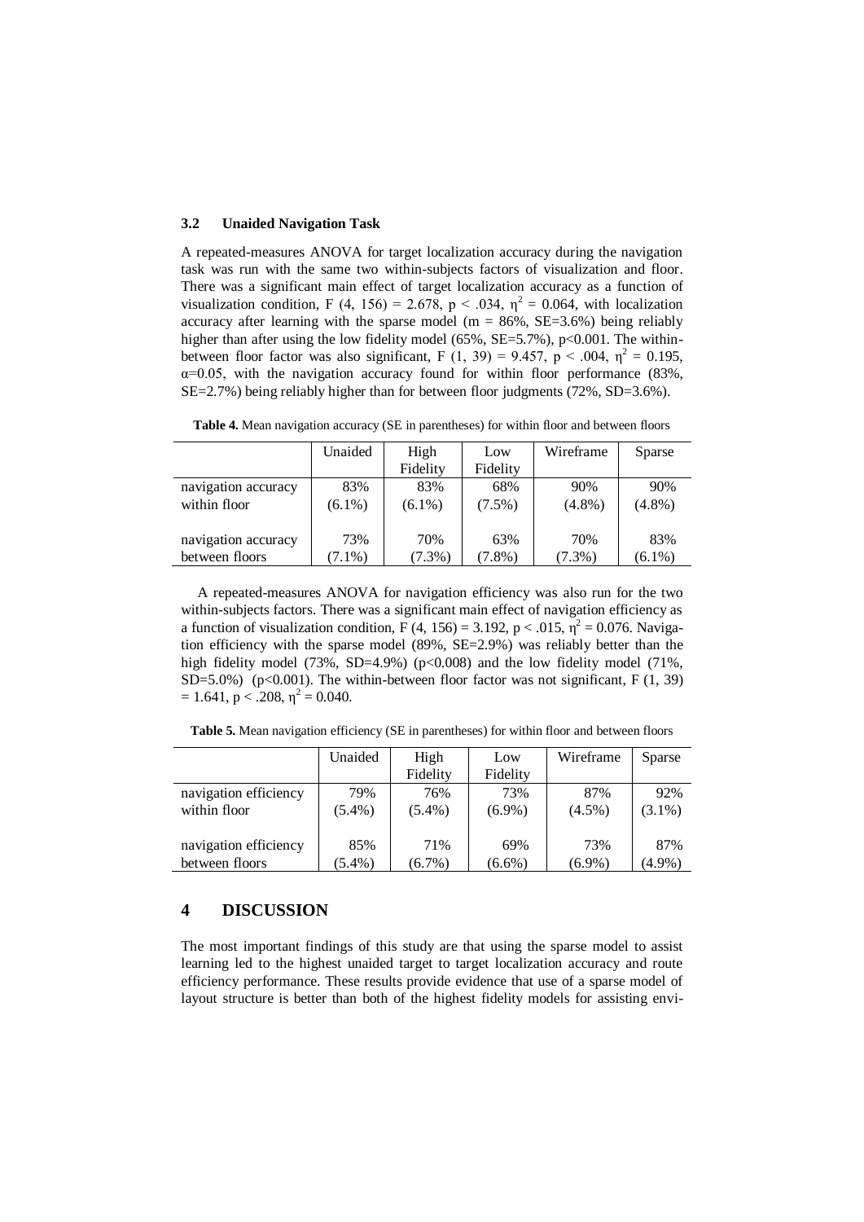### 3.2 Unaided Navigation Task

A repeated-measures ANOVA for target localization accuracy during the navigation task was run with the same two within-subjects factors of visualization and floor. There was a significant main effect of target localization accuracy as a function of visualization condition, F (4, 156) = 2.678, p < .034, $\eta^2 = 0.064$, with localization accuracy after learning with the sparse model (m = 86%, SE=3.6%) being reliably higher than after using the low fidelity model (65%, SE=5.7%), p<0.001. The within-between floor factor was also significant, F (1, 39) = 9.457, p < .004, $\eta^2 = 0.195$, $\alpha$=0.05, with the navigation accuracy found for within floor performance (83%, SE=2.7%) being reliably higher than for between floor judgments (72%, SD=3.6%).

**Table 4.** Mean navigation accuracy (SE in parentheses) for within floor and between floors

| | Unaided | High Fidelity | Low Fidelity | Wireframe | Sparse |
|---|---|---|---|---|---|
| navigation accuracy within floor | 83% (6.1%) | 83% (6.1%) | 68% (7.5%) | 90% (4.8%) | 90% (4.8%) |
| navigation accuracy between floors | 73% (7.1%) | 70% (7.3%) | 63% (7.8%) | 70% (7.3%) | 83% (6.1%) |

A repeated-measures ANOVA for navigation efficiency was also run for the two within-subjects factors. There was a significant main effect of navigation efficiency as a function of visualization condition, F (4, 156) = 3.192, p < .015, $\eta^2 = 0.076$. Navigation efficiency with the sparse model (89%, SE=2.9%) was reliably better than the high fidelity model (73%, SD=4.9%) (p<0.008) and the low fidelity model (71%, SD=5.0%) (p<0.001). The within-between floor factor was not significant, F (1, 39) = 1.641, p < .208, $\eta^2 = 0.040$.

**Table 5.** Mean navigation efficiency (SE in parentheses) for within floor and between floors

| | Unaided | High Fidelity | Low Fidelity | Wireframe | Sparse |
|---|---|---|---|---|---|
| navigation efficiency within floor | 79% (5.4%) | 76% (5.4%) | 73% (6.9%) | 87% (4.5%) | 92% (3.1%) |
| navigation efficiency between floors | 85% (5.4%) | 71% (6.7%) | 69% (6.6%) | 73% (6.9%) | 87% (4.9%) |

## 4 DISCUSSION

The most important findings of this study are that using the sparse model to assist learning led to the highest unaided target to target localization accuracy and route efficiency performance. These results provide evidence that use of a sparse model of layout structure is better than both of the highest fidelity models for assisting envi-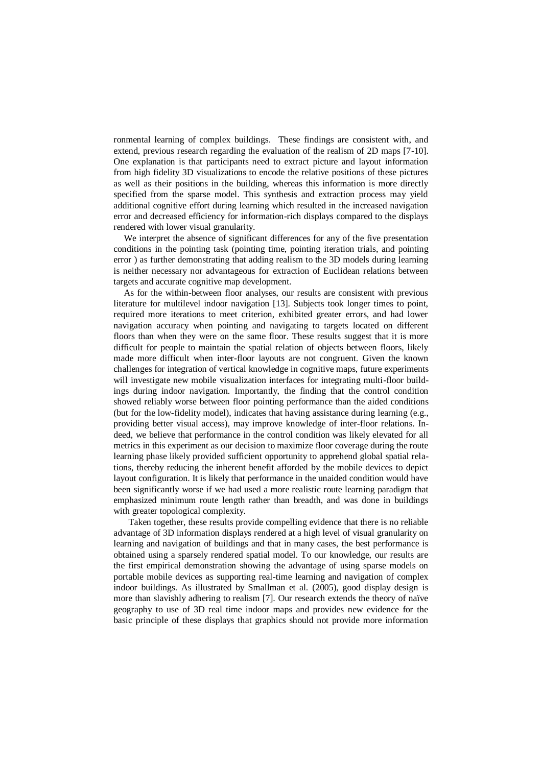ronmental learning of complex buildings. These findings are consistent with, and extend, previous research regarding the evaluation of the realism of 2D maps [7-10]. One explanation is that participants need to extract picture and layout information from high fidelity 3D visualizations to encode the relative positions of these pictures as well as their positions in the building, whereas this information is more directly specified from the sparse model. This synthesis and extraction process may yield additional cognitive effort during learning which resulted in the increased navigation error and decreased efficiency for information-rich displays compared to the displays rendered with lower visual granularity.

We interpret the absence of significant differences for any of the five presentation conditions in the pointing task (pointing time, pointing iteration trials, and pointing error ) as further demonstrating that adding realism to the 3D models during learning is neither necessary nor advantageous for extraction of Euclidean relations between targets and accurate cognitive map development.

As for the within-between floor analyses, our results are consistent with previous literature for multilevel indoor navigation [13]. Subjects took longer times to point, required more iterations to meet criterion, exhibited greater errors, and had lower navigation accuracy when pointing and navigating to targets located on different floors than when they were on the same floor. These results suggest that it is more difficult for people to maintain the spatial relation of objects between floors, likely made more difficult when inter-floor layouts are not congruent. Given the known challenges for integration of vertical knowledge in cognitive maps, future experiments will investigate new mobile visualization interfaces for integrating multi-floor buildings during indoor navigation. Importantly, the finding that the control condition showed reliably worse between floor pointing performance than the aided conditions (but for the low-fidelity model), indicates that having assistance during learning (e.g., providing better visual access), may improve knowledge of inter-floor relations. Indeed, we believe that performance in the control condition was likely elevated for all metrics in this experiment as our decision to maximize floor coverage during the route learning phase likely provided sufficient opportunity to apprehend global spatial relations, thereby reducing the inherent benefit afforded by the mobile devices to depict layout configuration. It is likely that performance in the unaided condition would have been significantly worse if we had used a more realistic route learning paradigm that emphasized minimum route length rather than breadth, and was done in buildings with greater topological complexity.

Taken together, these results provide compelling evidence that there is no reliable advantage of 3D information displays rendered at a high level of visual granularity on learning and navigation of buildings and that in many cases, the best performance is obtained using a sparsely rendered spatial model. To our knowledge, our results are the first empirical demonstration showing the advantage of using sparse models on portable mobile devices as supporting real-time learning and navigation of complex indoor buildings. As illustrated by Smallman et al. (2005), good display design is more than slavishly adhering to realism [7]. Our research extends the theory of naïve geography to use of 3D real time indoor maps and provides new evidence for the basic principle of these displays that graphics should not provide more information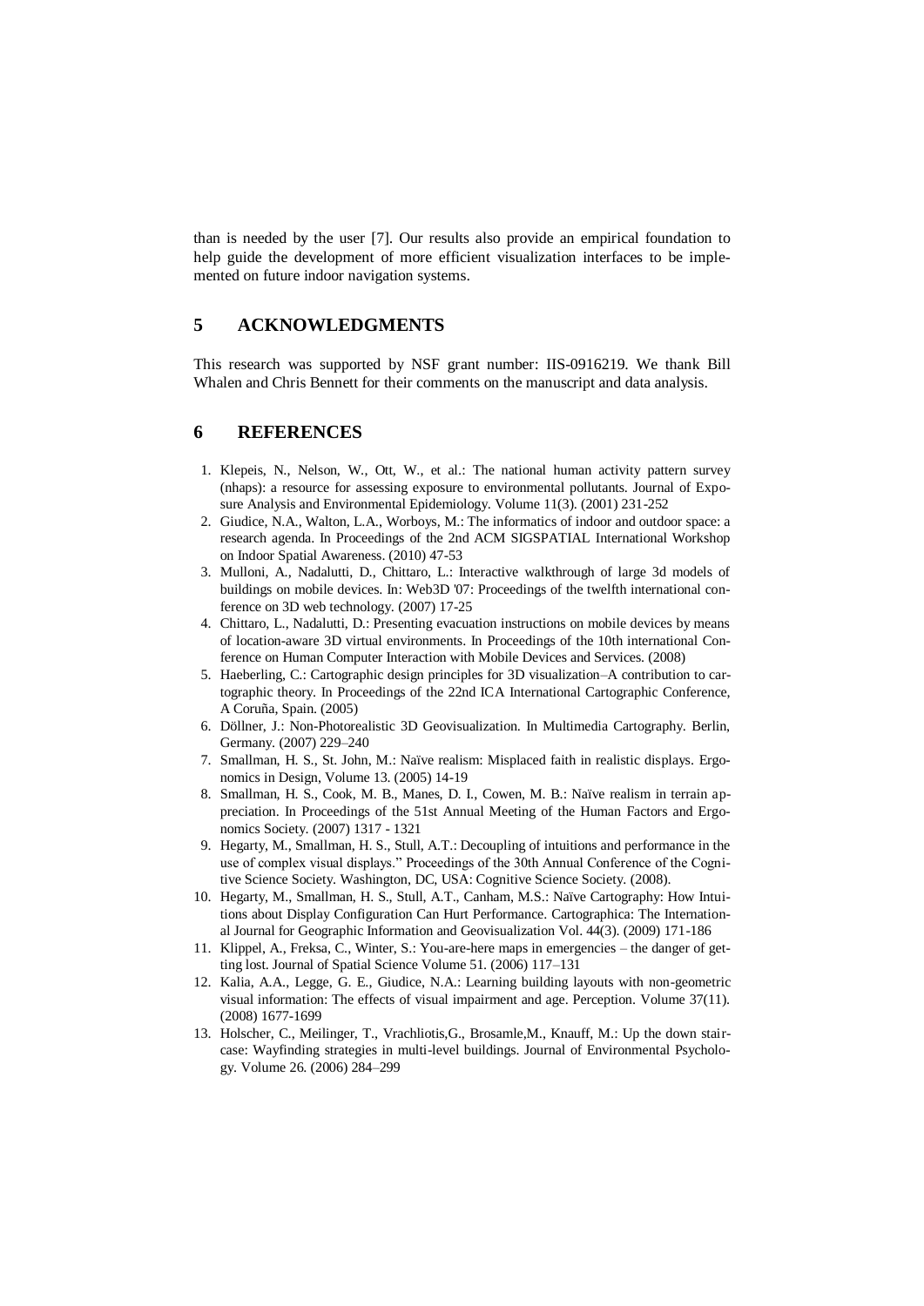than is needed by the user [7]. Our results also provide an empirical foundation to help guide the development of more efficient visualization interfaces to be implemented on future indoor navigation systems.

## 5 ACKNOWLEDGMENTS

This research was supported by NSF grant number: IIS-0916219. We thank Bill Whalen and Chris Bennett for their comments on the manuscript and data analysis.

## 6 REFERENCES

1. Klepeis, N., Nelson, W., Ott, W., et al.: The national human activity pattern survey (nhaps): a resource for assessing exposure to environmental pollutants. Journal of Exposure Analysis and Environmental Epidemiology. Volume 11(3). (2001) 231-252
2. Giudice, N.A., Walton, L.A., Worboys, M.: The informatics of indoor and outdoor space: a research agenda. In Proceedings of the 2nd ACM SIGSPATIAL International Workshop on Indoor Spatial Awareness. (2010) 47-53
3. Mulloni, A., Nadalutti, D., Chittaro, L.: Interactive walkthrough of large 3d models of buildings on mobile devices. In: Web3D '07: Proceedings of the twelfth international conference on 3D web technology. (2007) 17-25
4. Chittaro, L., Nadalutti, D.: Presenting evacuation instructions on mobile devices by means of location-aware 3D virtual environments. In Proceedings of the 10th international Conference on Human Computer Interaction with Mobile Devices and Services. (2008)
5. Haeberling, C.: Cartographic design principles for 3D visualization–A contribution to cartographic theory. In Proceedings of the 22nd ICA International Cartographic Conference, A Coruña, Spain. (2005)
6. Döllner, J.: Non-Photorealistic 3D Geovisualization. In Multimedia Cartography. Berlin, Germany. (2007) 229–240
7. Smallman, H. S., St. John, M.: Naïve realism: Misplaced faith in realistic displays. Ergonomics in Design, Volume 13. (2005) 14-19
8. Smallman, H. S., Cook, M. B., Manes, D. I., Cowen, M. B.: Naïve realism in terrain appreciation. In Proceedings of the 51st Annual Meeting of the Human Factors and Ergonomics Society. (2007) 1317 - 1321
9. Hegarty, M., Smallman, H. S., Stull, A.T.: Decoupling of intuitions and performance in the use of complex visual displays." Proceedings of the 30th Annual Conference of the Cognitive Science Society. Washington, DC, USA: Cognitive Science Society. (2008).
10. Hegarty, M., Smallman, H. S., Stull, A.T., Canham, M.S.: Naïve Cartography: How Intuitions about Display Configuration Can Hurt Performance. Cartographica: The International Journal for Geographic Information and Geovisualization Vol. 44(3). (2009) 171-186
11. Klippel, A., Freksa, C., Winter, S.: You-are-here maps in emergencies – the danger of getting lost. Journal of Spatial Science Volume 51. (2006) 117–131
12. Kalia, A.A., Legge, G. E., Giudice, N.A.: Learning building layouts with non-geometric visual information: The effects of visual impairment and age. Perception. Volume 37(11). (2008) 1677-1699
13. Holscher, C., Meilinger, T., Vrachliotis,G., Brosamle,M., Knauff, M.: Up the down staircase: Wayfinding strategies in multi-level buildings. Journal of Environmental Psychology. Volume 26. (2006) 284–299